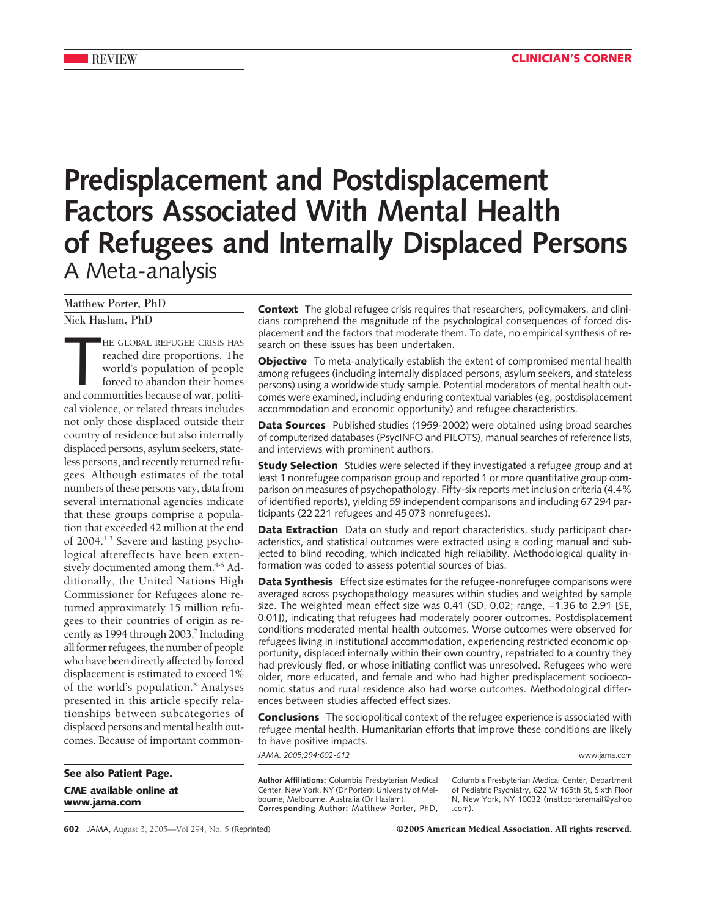REVIEW

CLINICIAN'S CORNER

# Predisplacement and Postdisplacement Factors Associated With Mental Health of Refugees and Internally Displaced Persons

## A Meta-analysis

Matthew Porter, PhD

Nick Haslam, PhD

**Context** The global refugee crisis requires that researchers, policymakers, and clinicians comprehend the magnitude of the psychological consequences of forced displacement and the factors that moderate them. To date, no empirical synthesis of research on these issues has been undertaken.

**Objective** To meta-analytically establish the extent of compromised mental health among refugees (including internally displaced persons, asylum seekers, and stateless persons) using a worldwide study sample. Potential moderators of mental health outcomes were examined, including enduring contextual variables (eg, postdisplacement accommodation and economic opportunity) and refugee characteristics.

**Data Sources** Published studies (1959-2002) were obtained using broad searches of computerized databases (PsycINFO and PILOTS), manual searches of reference lists, and interviews with prominent authors.

**Study Selection** Studies were selected if they investigated a refugee group and at least 1 nonrefugee comparison group and reported 1 or more quantitative group comparison on measures of psychopathology. Fifty-six reports met inclusion criteria (4.4% of identified reports), yielding 59 independent comparisons and including 67 294 participants (22 221 refugees and 45 073 nonrefugees).

**Data Extraction** Data on study and report characteristics, study participant characteristics, and statistical outcomes were extracted using a coding manual and subjected to blind recoding, which indicated high reliability. Methodological quality information was coded to assess potential sources of bias.

**Data Synthesis** Effect size estimates for the refugee-nonrefugee comparisons were averaged across psychopathology measures within studies and weighted by sample size. The weighted mean effect size was 0.41 (SD, 0.02; range, −1.36 to 2.91 [SE, 0.01]), indicating that refugees had moderately poorer outcomes. Postdisplacement conditions moderated mental health outcomes. Worse outcomes were observed for refugees living in institutional accommodation, experiencing restricted economic opportunity, displaced internally within their own country, repatriated to a country they had previously fled, or whose initiating conflict was unresolved. Refugees who were older, more educated, and female and who had higher predisplacement socioeconomic status and rural residence also had worse outcomes. Methodological differences between studies affected effect sizes.

**Conclusions** The sociopolitical context of the refugee experience is associated with refugee mental health. Humanitarian efforts that improve these conditions are likely to have positive impacts.

*JAMA. 2005;294:602-612* www.jama.com

The global refugee crisis has reached dire proportions. The world's population of people forced to abandon their homes and communities because of war, political violence, or related threats includes not only those displaced outside their country of residence but also internally displaced persons, asylum seekers, stateless persons, and recently returned refugees. Although estimates of the total numbers of these persons vary, data from several international agencies indicate that these groups comprise a population that exceeded 42 million at the end of 2004.[1-3] Severe and lasting psychological aftereffects have been extensively documented among them.[4-6] Additionally, the United Nations High Commissioner for Refugees alone returned approximately 15 million refugees to their countries of origin as recently as 1994 through 2003.[7] Including all former refugees, the number of people who have been directly affected by forced displacement is estimated to exceed 1% of the world's population.[8] Analyses presented in this article specify relationships between subcategories of displaced persons and mental health outcomes. Because of important common-

**See also Patient Page.**

**CME available online at www.jama.com**

**Author Affiliations:** Columbia Presbyterian Medical Center, New York, NY (Dr Porter); University of Melbourne, Melbourne, Australia (Dr Haslam).

**Corresponding Author:** Matthew Porter, PhD, Columbia Presbyterian Medical Center, Department of Pediatric Psychiatry, 622 W 165th St, Sixth Floor N, New York, NY 10032 (mattporteremail@yahoo.com).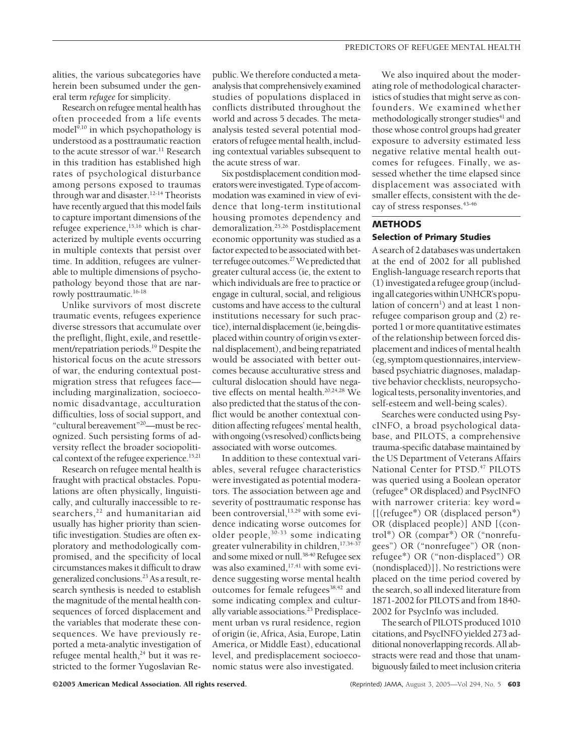alities, the various subcategories have herein been subsumed under the general term *refugee* for simplicity.

Research on refugee mental health has often proceeded from a life events model[9,10] in which psychopathology is understood as a posttraumatic reaction to the acute stressor of war.[11] Research in this tradition has established high rates of psychological disturbance among persons exposed to traumas through war and disaster.[12-14] Theorists have recently argued that this model fails to capture important dimensions of the refugee experience,[15,16] which is characterized by multiple events occurring in multiple contexts that persist over time. In addition, refugees are vulnerable to multiple dimensions of psychopathology beyond those that are narrowly posttraumatic.[16-18]

Unlike survivors of most discrete traumatic events, refugees experience diverse stressors that accumulate over the preflight, flight, exile, and resettlement/repatriation periods.[19] Despite the historical focus on the acute stressors of war, the enduring contextual postmigration stress that refugees face—including marginalization, socioeconomic disadvantage, acculturation difficulties, loss of social support, and "cultural bereavement"[20]—must be recognized. Such persisting forms of adversity reflect the broader sociopolitical context of the refugee experience.[15,21]

Research on refugee mental health is fraught with practical obstacles. Populations are often physically, linguistically, and culturally inaccessible to researchers,[22] and humanitarian aid usually has higher priority than scientific investigation. Studies are often exploratory and methodologically compromised, and the specificity of local circumstances makes it difficult to draw generalized conclusions.[23] As a result, research synthesis is needed to establish the magnitude of the mental health consequences of forced displacement and the variables that moderate these consequences. We have previously reported a meta-analytic investigation of refugee mental health,[24] but it was restricted to the former Yugoslavian Republic. We therefore conducted a meta-analysis that comprehensively examined studies of populations displaced in conflicts distributed throughout the world and across 5 decades. The meta-analysis tested several potential moderators of refugee mental health, including contextual variables subsequent to the acute stress of war.

Six postdisplacement condition moderators were investigated. Type of accommodation was examined in view of evidence that long-term institutional housing promotes dependency and demoralization.[25,26] Postdisplacement economic opportunity was studied as a factor expected to be associated with better refugee outcomes.[27] We predicted that greater cultural access (ie, the extent to which individuals are free to practice or engage in cultural, social, and religious customs and have access to the cultural institutions necessary for such practice), internal displacement (ie, being displaced within country of origin vs external displacement), and being repatriated would be associated with better outcomes because acculturative stress and cultural dislocation should have negative effects on mental health.[20,24,28] We also predicted that the status of the conflict would be another contextual condition affecting refugees' mental health, with ongoing (vs resolved) conflicts being associated with worse outcomes.

In addition to these contextual variables, several refugee characteristics were investigated as potential moderators. The association between age and severity of posttraumatic response has been controversial,[13,29] with some evidence indicating worse outcomes for older people,[30-33] some indicating greater vulnerability in children,[17,34-37] and some mixed or null.[38-40] Refugee sex was also examined,[17,41] with some evidence suggesting worse mental health outcomes for female refugees[38,42] and some indicating complex and culturally variable associations.[23] Predisplacement urban vs rural residence, region of origin (ie, Africa, Asia, Europe, Latin America, or Middle East), educational level, and predisplacement socioeconomic status were also investigated.

We also inquired about the moderating role of methodological characteristics of studies that might serve as confounders. We examined whether methodologically stronger studies[41] and those whose control groups had greater exposure to adversity estimated less negative relative mental health outcomes for refugees. Finally, we assessed whether the time elapsed since displacement was associated with smaller effects, consistent with the decay of stress responses.[43-46]

## METHODS

### Selection of Primary Studies

A search of 2 databases was undertaken at the end of 2002 for all published English-language research reports that (1) investigated a refugee group (including all categories within UNHCR's population of concern[1]) and at least 1 nonrefugee comparison group and (2) reported 1 or more quantitative estimates of the relationship between forced displacement and indices of mental health (eg, symptom questionnaires, interview-based psychiatric diagnoses, maladaptive behavior checklists, neuropsychological tests, personality inventories, and self-esteem and well-being scales).

Searches were conducted using PsycINFO, a broad psychological database, and PILOTS, a comprehensive trauma-specific database maintained by the US Department of Veterans Affairs National Center for PTSD.[47] PILOTS was queried using a Boolean operator (refugee* OR displaced) and PsycINFO with narrower criteria: key word = {[(refugee*) OR (displaced person*) OR (displaced people)] AND [(control*) OR (compar*) OR ("nonrefugees") OR ("nonrefugee") OR (nonrefugee*) OR ("non-displaced") OR (nondisplaced)]}. No restrictions were placed on the time period covered by the search, so all indexed literature from 1871-2002 for PILOTS and from 1840-2002 for PsycInfo was included.

The search of PILOTS produced 1010 citations, and PsycINFO yielded 273 additional nonoverlapping records. All abstracts were read and those that unambiguously failed to meet inclusion criteria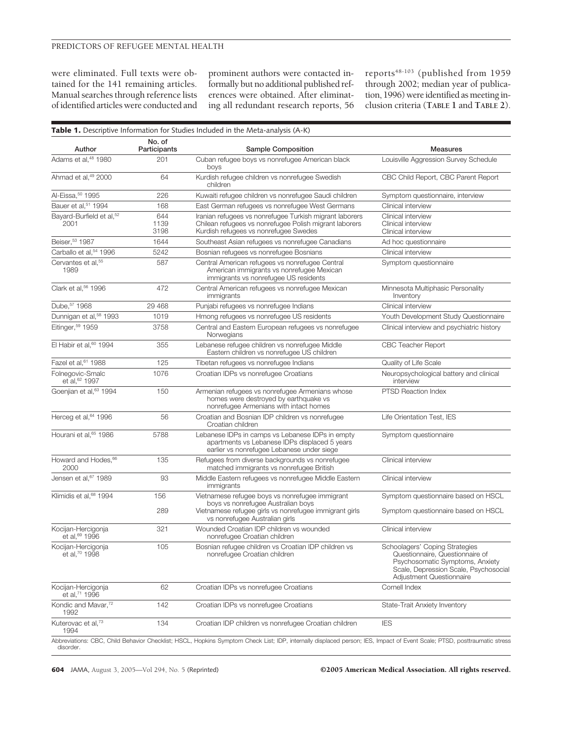were eliminated. Full texts were obtained for the 141 remaining articles. Manual searches through reference lists of identified articles were conducted and prominent authors were contacted informally but no additional published references were obtained. After eliminating all redundant research reports, 56 reports[48-103] (published from 1959 through 2002; median year of publication, 1996) were identified as meeting inclusion criteria (**TABLE 1** and **TABLE 2**).

**Table 1.** Descriptive Information for Studies Included in the Meta-analysis (A-K)

| Author | No. of Participants | Sample Composition | Measures |
|---|---|---|---|
| Adams et al,[48] 1980 | 201 | Cuban refugee boys vs nonrefugee American black boys | Louisville Aggression Survey Schedule |
| Ahmad et al,[49] 2000 | 64 | Kurdish refugee children vs nonrefugee Swedish children | CBC Child Report, CBC Parent Report |
| Al-Eissa,[50] 1995 | 226 | Kuwaiti refugee children vs nonrefugee Saudi children | Symptom questionnaire, interview |
| Bauer et al,[51] 1994 | 168 | East German refugees vs nonrefugee West Germans | Clinical interview |
| Bayard-Burfield et al,[52] 2001 | 644<br>1139<br>3198 | Iranian refugees vs nonrefugee Turkish migrant laborers<br>Chilean refugees vs nonrefugee Polish migrant laborers<br>Kurdish refugees vs nonrefugee Swedes | Clinical interview<br>Clinical interview<br>Clinical interview |
| Beiser,[53] 1987 | 1644 | Southeast Asian refugees vs nonrefugee Canadians | Ad hoc questionnaire |
| Carballo et al,[54] 1996 | 5242 | Bosnian refugees vs nonrefugee Bosnians | Clinical interview |
| Cervantes et al,[55] 1989 | 587 | Central American refugees vs nonrefugee Central American immigrants vs nonrefugee Mexican immigrants vs nonrefugee US residents | Symptom questionnaire |
| Clark et al,[56] 1996 | 472 | Central American refugees vs nonrefugee Mexican immigrants | Minnesota Multiphasic Personality Inventory |
| Dube,[57] 1968 | 29 468 | Punjabi refugees vs nonrefugee Indians | Clinical interview |
| Dunnigan et al,[58] 1993 | 1019 | Hmong refugees vs nonrefugee US residents | Youth Development Study Questionnaire |
| Eitinger,[59] 1959 | 3758 | Central and Eastern European refugees vs nonrefugee Norwegians | Clinical interview and psychiatric history |
| El Habir et al,[60] 1994 | 355 | Lebanese refugee children vs nonrefugee Middle Eastern children vs nonrefugee US children | CBC Teacher Report |
| Fazel et al,[61] 1988 | 125 | Tibetan refugees vs nonrefugee Indians | Quality of Life Scale |
| Folnegovic-Smalc et al,[62] 1997 | 1076 | Croatian IDPs vs nonrefugee Croatians | Neuropsychological battery and clinical interview |
| Goenjian et al,[63] 1994 | 150 | Armenian refugees vs nonrefugee Armenians whose homes were destroyed by earthquake vs nonrefugee Armenians with intact homes | PTSD Reaction Index |
| Herceg et al,[64] 1996 | 56 | Croatian and Bosnian IDP children vs nonrefugee Croatian children | Life Orientation Test, IES |
| Hourani et al,[65] 1986 | 5788 | Lebanese IDPs in camps vs Lebanese IDPs in empty apartments vs Lebanese IDPs displaced 5 years earlier vs nonrefugee Lebanese under siege | Symptom questionnaire |
| Howard and Hodes,[66] 2000 | 135 | Refugees from diverse backgrounds vs nonrefugee matched immigrants vs nonrefugee British | Clinical interview |
| Jensen et al,[67] 1989 | 93 | Middle Eastern refugees vs nonrefugee Middle Eastern immigrants | Clinical interview |
| Klimidis et al,[68] 1994 | 156<br><br>289 | Vietnamese refugee boys vs nonrefugee immigrant boys vs nonrefugee Australian boys<br>Vietnamese refugee girls vs nonrefugee immigrant girls vs nonrefugee Australian girls | Symptom questionnaire based on HSCL<br><br>Symptom questionnaire based on HSCL |
| Kocijan-Hercigonja et al,[69] 1996 | 321 | Wounded Croatian IDP children vs wounded nonrefugee Croatian children | Clinical interview |
| Kocijan-Hercigonja et al,[70] 1998 | 105 | Bosnian refugee children vs Croatian IDP children vs nonrefugee Croatian children | Schoolagers' Coping Strategies Questionnaire, Questionnaire of Psychosomatic Symptoms, Anxiety Scale, Depression Scale, Psychosocial Adjustment Questionnaire |
| Kocijan-Hercigonja et al,[71] 1996 | 62 | Croatian IDPs vs nonrefugee Croatians | Cornell Index |
| Kondic and Mavar,[72] 1992 | 142 | Croatian IDPs vs nonrefugee Croatians | State-Trait Anxiety Inventory |
| Kuterovac et al,[73] 1994 | 134 | Croatian IDP children vs nonrefugee Croatian children | IES |

Abbreviations: CBC, Child Behavior Checklist; HSCL, Hopkins Symptom Check List; IDP, internally displaced person; IES, Impact of Event Scale; PTSD, posttraumatic stress disorder.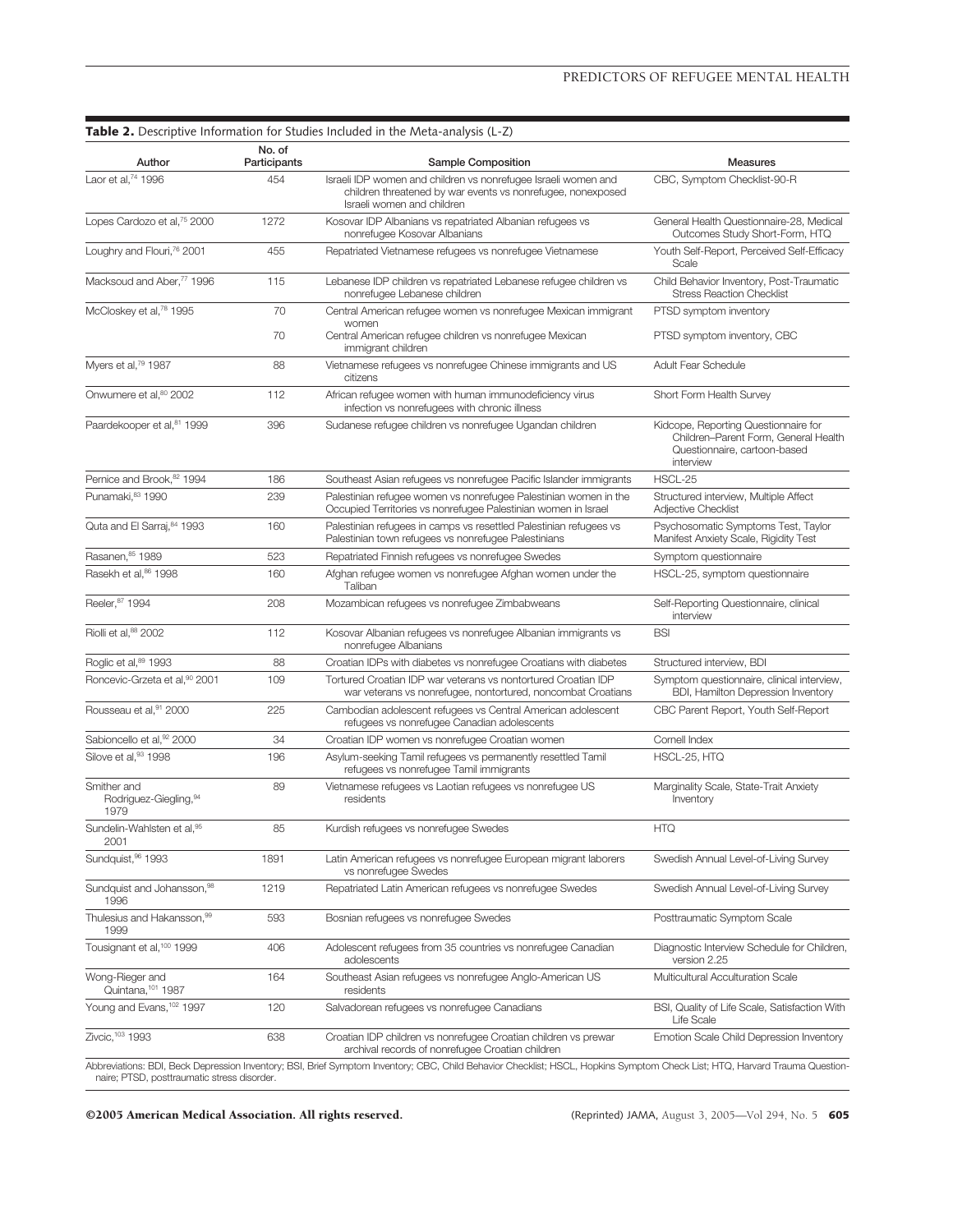**Table 2.** Descriptive Information for Studies Included in the Meta-analysis (L-Z)

| Author | No. of Participants | Sample Composition | Measures |
|---|---|---|---|
| Laor et al,[74] 1996 | 454 | Israeli IDP women and children vs nonrefugee Israeli women and children threatened by war events vs nonrefugee, nonexposed Israeli women and children | CBC, Symptom Checklist-90-R |
| Lopes Cardozo et al,[75] 2000 | 1272 | Kosovar IDP Albanians vs repatriated Albanian refugees vs nonrefugee Kosovar Albanians | General Health Questionnaire-28, Medical Outcomes Study Short-Form, HTQ |
| Loughry and Flouri,[76] 2001 | 455 | Repatriated Vietnamese refugees vs nonrefugee Vietnamese | Youth Self-Report, Perceived Self-Efficacy Scale |
| Macksoud and Aber,[77] 1996 | 115 | Lebanese IDP children vs repatriated Lebanese refugee children vs nonrefugee Lebanese children | Child Behavior Inventory, Post-Traumatic Stress Reaction Checklist |
| McCloskey et al,[78] 1995 | 70 | Central American refugee women vs nonrefugee Mexican immigrant women | PTSD symptom inventory |
| | 70 | Central American refugee children vs nonrefugee Mexican immigrant children | PTSD symptom inventory, CBC |
| Myers et al,[79] 1987 | 88 | Vietnamese refugees vs nonrefugee Chinese immigrants and US citizens | Adult Fear Schedule |
| Onwumere et al,[80] 2002 | 112 | African refugee women with human immunodeficiency virus infection vs nonrefugees with chronic illness | Short Form Health Survey |
| Paardekooper et al,[81] 1999 | 396 | Sudanese refugee children vs nonrefugee Ugandan children | Kidcope, Reporting Questionnaire for Children–Parent Form, General Health Questionnaire, cartoon-based interview |
| Pernice and Brook,[82] 1994 | 186 | Southeast Asian refugees vs nonrefugee Pacific Islander immigrants | HSCL-25 |
| Punamaki,[83] 1990 | 239 | Palestinian refugee women vs nonrefugee Palestinian women in the Occupied Territories vs nonrefugee Palestinian women in Israel | Structured interview, Multiple Affect Adjective Checklist |
| Quta and El Sarraj,[84] 1993 | 160 | Palestinian refugees in camps vs resettled Palestinian refugees vs Palestinian town refugees vs nonrefugee Palestinians | Psychosomatic Symptoms Test, Taylor Manifest Anxiety Scale, Rigidity Test |
| Rasanen,[85] 1989 | 523 | Repatriated Finnish refugees vs nonrefugee Swedes | Symptom questionnaire |
| Rasekh et al,[86] 1998 | 160 | Afghan refugee women vs nonrefugee Afghan women under the Taliban | HSCL-25, symptom questionnaire |
| Reeler,[87] 1994 | 208 | Mozambican refugees vs nonrefugee Zimbabweans | Self-Reporting Questionnaire, clinical interview |
| Riolli et al,[88] 2002 | 112 | Kosovar Albanian refugees vs nonrefugee Albanian immigrants vs nonrefugee Albanians | BSI |
| Roglic et al,[89] 1993 | 88 | Croatian IDPs with diabetes vs nonrefugee Croatians with diabetes | Structured interview, BDI |
| Roncevic-Grzeta et al,[90] 2001 | 109 | Tortured Croatian IDP war veterans vs nontortured Croatian IDP war veterans vs nonrefugee, nontortured, noncombat Croatians | Symptom questionnaire, clinical interview, BDI, Hamilton Depression Inventory |
| Rousseau et al,[91] 2000 | 225 | Cambodian adolescent refugees vs Central American adolescent refugees vs nonrefugee Canadian adolescents | CBC Parent Report, Youth Self-Report |
| Sabioncello et al,[92] 2000 | 34 | Croatian IDP women vs nonrefugee Croatian women | Cornell Index |
| Silove et al,[93] 1998 | 196 | Asylum-seeking Tamil refugees vs permanently resettled Tamil refugees vs nonrefugee Tamil immigrants | HSCL-25, HTQ |
| Smither and Rodriguez-Giegling,[94] 1979 | 89 | Vietnamese refugees vs Laotian refugees vs nonrefugee US residents | Marginality Scale, State-Trait Anxiety Inventory |
| Sundelin-Wahlsten et al,[95] 2001 | 85 | Kurdish refugees vs nonrefugee Swedes | HTQ |
| Sundquist,[96] 1993 | 1891 | Latin American refugees vs nonrefugee European migrant laborers vs nonrefugee Swedes | Swedish Annual Level-of-Living Survey |
| Sundquist and Johansson,[98] 1996 | 1219 | Repatriated Latin American refugees vs nonrefugee Swedes | Swedish Annual Level-of-Living Survey |
| Thulesius and Hakansson,[99] 1999 | 593 | Bosnian refugees vs nonrefugee Swedes | Posttraumatic Symptom Scale |
| Tousignant et al,[100] 1999 | 406 | Adolescent refugees from 35 countries vs nonrefugee Canadian adolescents | Diagnostic Interview Schedule for Children, version 2.25 |
| Wong-Rieger and Quintana,[101] 1987 | 164 | Southeast Asian refugees vs nonrefugee Anglo-American US residents | Multicultural Acculturation Scale |
| Young and Evans,[102] 1997 | 120 | Salvadorean refugees vs nonrefugee Canadians | BSI, Quality of Life Scale, Satisfaction With Life Scale |
| Zivcic,[103] 1993 | 638 | Croatian IDP children vs nonrefugee Croatian children vs prewar archival records of nonrefugee Croatian children | Emotion Scale Child Depression Inventory |

Abbreviations: BDI, Beck Depression Inventory; BSI, Brief Symptom Inventory; CBC, Child Behavior Checklist; HSCL, Hopkins Symptom Check List; HTQ, Harvard Trauma Questionnaire; PTSD, posttraumatic stress disorder.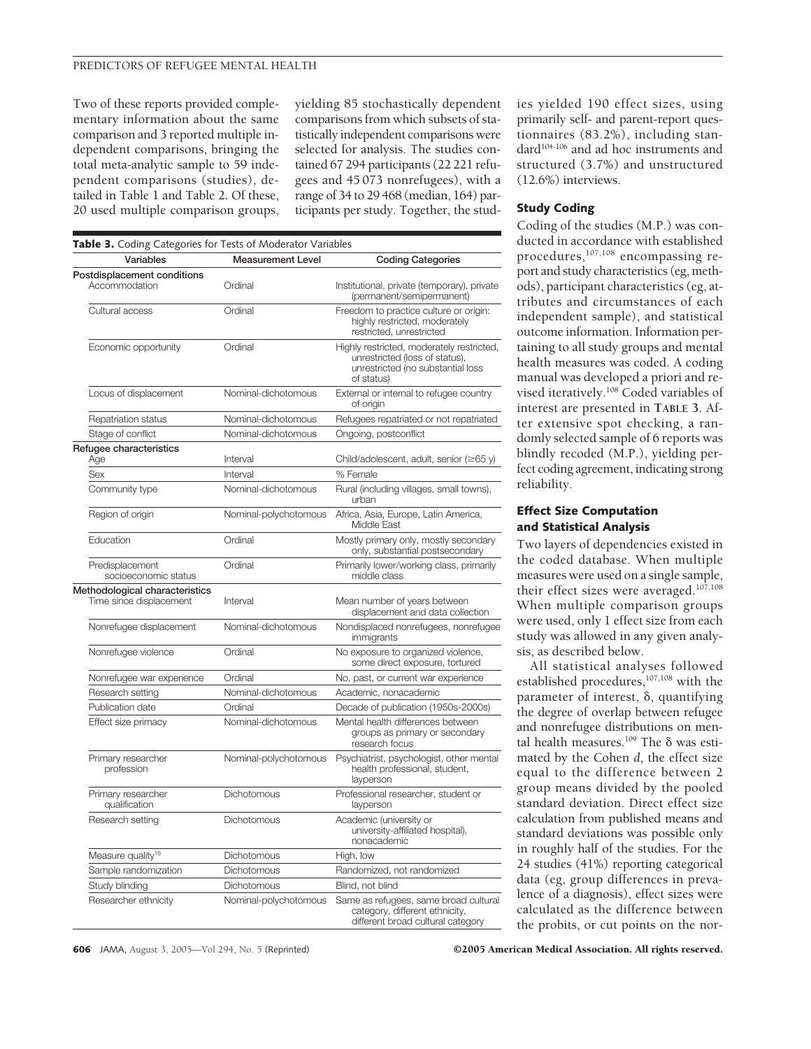Two of these reports provided complementary information about the same comparison and 3 reported multiple independent comparisons, bringing the total meta-analytic sample to 59 independent comparisons (studies), detailed in Table 1 and Table 2. Of these, 20 used multiple comparison groups, yielding 85 stochastically dependent comparisons from which subsets of statistically independent comparisons were selected for analysis. The studies contained 67 294 participants (22 221 refugees and 45 073 nonrefugees), with a range of 34 to 29 468 (median, 164) participants per study. Together, the studies yielded 190 effect sizes, using primarily self- and parent-report questionnaires (83.2%), including standard[104-106] and ad hoc instruments and structured (3.7%) and unstructured (12.6%) interviews.

**Table 3.** Coding Categories for Tests of Moderator Variables

| Variables | Measurement Level | Coding Categories |
|---|---|---|
| **Postdisplacement conditions** | | |
| Accommodation | Ordinal | Institutional, private (temporary), private (permanent/semipermanent) |
| Cultural access | Ordinal | Freedom to practice culture or origin: highly restricted, moderately restricted, unrestricted |
| Economic opportunity | Ordinal | Highly restricted, moderately restricted, unrestricted (loss of status), unrestricted (no substantial loss of status) |
| Locus of displacement | Nominal-dichotomous | External or internal to refugee country of origin |
| Repatriation status | Nominal-dichotomous | Refugees repatriated or not repatriated |
| Stage of conflict | Nominal-dichotomous | Ongoing, postconflict |
| **Refugee characteristics** | | |
| Age | Interval | Child/adolescent, adult, senior (≥65 y) |
| Sex | Interval | % Female |
| Community type | Nominal-dichotomous | Rural (including villages, small towns), urban |
| Region of origin | Nominal-polychotomous | Africa, Asia, Europe, Latin America, Middle East |
| Education | Ordinal | Mostly primary only, mostly secondary only, substantial postsecondary |
| Predisplacement socioeconomic status | Ordinal | Primarily lower/working class, primarily middle class |
| **Methodological characteristics** | | |
| Time since displacement | Interval | Mean number of years between displacement and data collection |
| Nonrefugee displacement | Nominal-dichotomous | Nondisplaced nonrefugees, nonrefugee immigrants |
| Nonrefugee violence | Ordinal | No exposure to organized violence, some direct exposure, tortured |
| Nonrefugee war experience | Ordinal | No, past, or current war experience |
| Research setting | Nominal-dichotomous | Academic, nonacademic |
| Publication date | Ordinal | Decade of publication (1950s-2000s) |
| Effect size primacy | Nominal-dichotomous | Mental health differences between groups as primary or secondary research focus |
| Primary researcher profession | Nominal-polychotomous | Psychiatrist, psychologist, other mental health professional, student, layperson |
| Primary researcher qualification | Dichotomous | Professional researcher, student or layperson |
| Research setting | Dichotomous | Academic (university or university-affiliated hospital), nonacademic |
| Measure quality[16] | Dichotomous | High, low |
| Sample randomization | Dichotomous | Randomized, not randomized |
| Study blinding | Dichotomous | Blind, not blind |
| Researcher ethnicity | Nominal-polychotomous | Same as refugees, same broad cultural category, different ethnicity, different broad cultural category |

### Study Coding

Coding of the studies (M.P.) was conducted in accordance with established procedures,[107,108] encompassing report and study characteristics (eg, methods), participant characteristics (eg, attributes and circumstances of each independent sample), and statistical outcome information. Information pertaining to all study groups and mental health measures was coded. A coding manual was developed a priori and revised iteratively.[108] Coded variables of interest are presented in **TABLE 3**. After extensive spot checking, a randomly selected sample of 6 reports was blindly recoded (M.P.), yielding perfect coding agreement, indicating strong reliability.

### Effect Size Computation and Statistical Analysis

Two layers of dependencies existed in the coded database. When multiple measures were used on a single sample, their effect sizes were averaged.[107,108] When multiple comparison groups were used, only 1 effect size from each study was allowed in any given analysis, as described below.

All statistical analyses followed established procedures,[107,108] with the parameter of interest, $\delta$, quantifying the degree of overlap between refugee and nonrefugee distributions on mental health measures.[109] The $\delta$ was estimated by the Cohen $d$, the effect size equal to the difference between 2 group means divided by the pooled standard deviation. Direct effect size calculation from published means and standard deviations was possible only in roughly half of the studies. For the 24 studies (41%) reporting categorical data (eg, group differences in prevalence of a diagnosis), effect sizes were calculated as the difference between the probits, or cut points on the nor-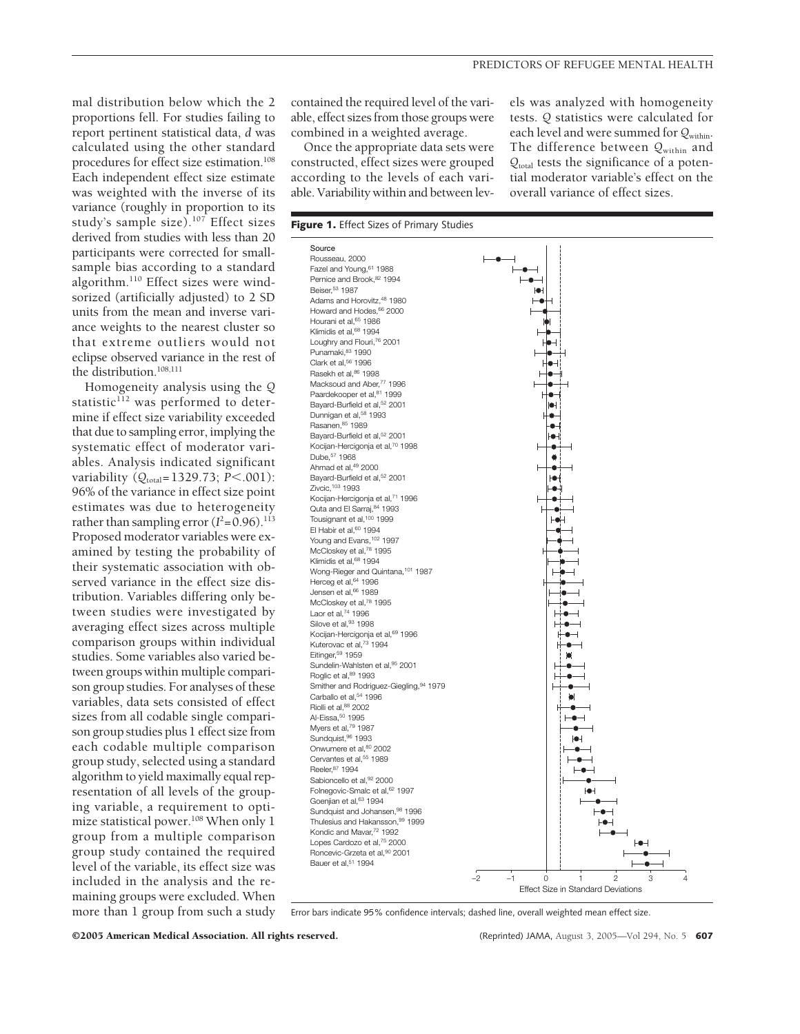mal distribution below which the 2 proportions fell. For studies failing to report pertinent statistical data, *d* was calculated using the other standard procedures for effect size estimation.[108] Each independent effect size estimate was weighted with the inverse of its variance (roughly in proportion to its study's sample size).[107] Effect sizes derived from studies with less than 20 participants were corrected for small-sample bias according to a standard algorithm.[110] Effect sizes were windsorized (artificially adjusted) to 2 SD units from the mean and inverse variance weights to the nearest cluster so that extreme outliers would not eclipse observed variance in the rest of the distribution.[108,111]

Homogeneity analysis using the *Q* statistic[112] was performed to determine if effect size variability exceeded that due to sampling error, implying the systematic effect of moderator variables. Analysis indicated significant variability ($Q_{total}$=1329.73; $P<.001$): 96% of the variance in effect size point estimates was due to heterogeneity rather than sampling error ($I^2$=0.96).[113] Proposed moderator variables were examined by testing the probability of their systematic association with observed variance in the effect size distribution. Variables differing only between studies were investigated by averaging effect sizes across multiple comparison groups within individual studies. Some variables also varied between groups within multiple comparison group studies. For analyses of these variables, data sets consisted of effect sizes from all codable single comparison group studies plus 1 effect size from each codable multiple comparison group study, selected using a standard algorithm to yield maximally equal representation of all levels of the grouping variable, a requirement to optimize statistical power.[108] When only 1 group from a multiple comparison group study contained the required level of the variable, its effect size was included in the analysis and the remaining groups were excluded. When more than 1 group from such a study contained the required level of the variable, effect sizes from those groups were combined in a weighted average.

Once the appropriate data sets were constructed, effect sizes were grouped according to the levels of each variable. Variability within and between levels was analyzed with homogeneity tests. *Q* statistics were calculated for each level and were summed for $Q_{within}$. The difference between $Q_{within}$ and $Q_{total}$ tests the significance of a potential moderator variable's effect on the overall variance of effect sizes.

**Figure 1.** Effect Sizes of Primary Studies

Source
Rousseau, 2000
Fazel and Young,[61] 1988
Pernice and Brook,[82] 1994
Beiser,[53] 1987
Adams and Horovitz,[48] 1980
Howard and Hodes,[66] 2000
Hourani et al,[65] 1986
Klimidis et al,[68] 1994
Loughry and Flouri,[76] 2001
Punamaki,[83] 1990
Clark et al,[56] 1996
Rasekh et al,[86] 1998
Macksoud and Aber,[77] 1996
Paardekooper et al,[81] 1999
Bayard-Burfield et al,[52] 2001
Dunnigan et al,[58] 1993
Rasanen,[85] 1989
Bayard-Burfield et al,[52] 2001
Kocijan-Hercigonja et al,[70] 1998
Dube,[57] 1968
Ahmad et al,[49] 2000
Bayard-Burfield et al,[52] 2001
Zivcic,[103] 1993
Kocijan-Hercigonja et al,[71] 1996
Quta and El Sarraj,[84] 1993
Tousignant et al,[100] 1999
El Habir et al,[60] 1994
Young and Evans,[102] 1997
McCloskey et al,[78] 1995
Klimidis et al,[68] 1994
Wong-Rieger and Quintana,[101] 1987
Herceg et al,[64] 1996
Jensen et al,[66] 1989
McCloskey et al,[78] 1995
Laor et al,[74] 1996
Silove et al,[93] 1998
Kocijan-Hercigonja et al,[69] 1996
Kuterovac et al,[73] 1994
Eitinger,[59] 1959
Sundelin-Wahlsten et al,[95] 2001
Roglic et al,[89] 1993
Smither and Rodriguez-Giegling,[94] 1979
Carballo et al,[54] 1996
Riolli et al,[88] 2002
Al-Eissa,[50] 1995
Myers et al,[79] 1987
Sundquist,[96] 1993
Onwumere et al,[80] 2002
Cervantes et al,[55] 1989
Reeler,[87] 1994
Sabioncello et al,[92] 2000
Folnegovic-Smalc et al,[62] 1997
Goenjian et al,[63] 1994
Sundquist and Johansen,[98] 1996
Thulesius and Hakansson,[99] 1999
Kondic and Mavar,[72] 1992
Lopes Cardozo et al,[75] 2000
Roncevic-Grzeta et al,[90] 2001
Bauer et al,[51] 1994

Effect Size in Standard Deviations (axis: −2, −1, 0, 1, 2, 3, 4)

Error bars indicate 95% confidence intervals; dashed line, overall weighted mean effect size.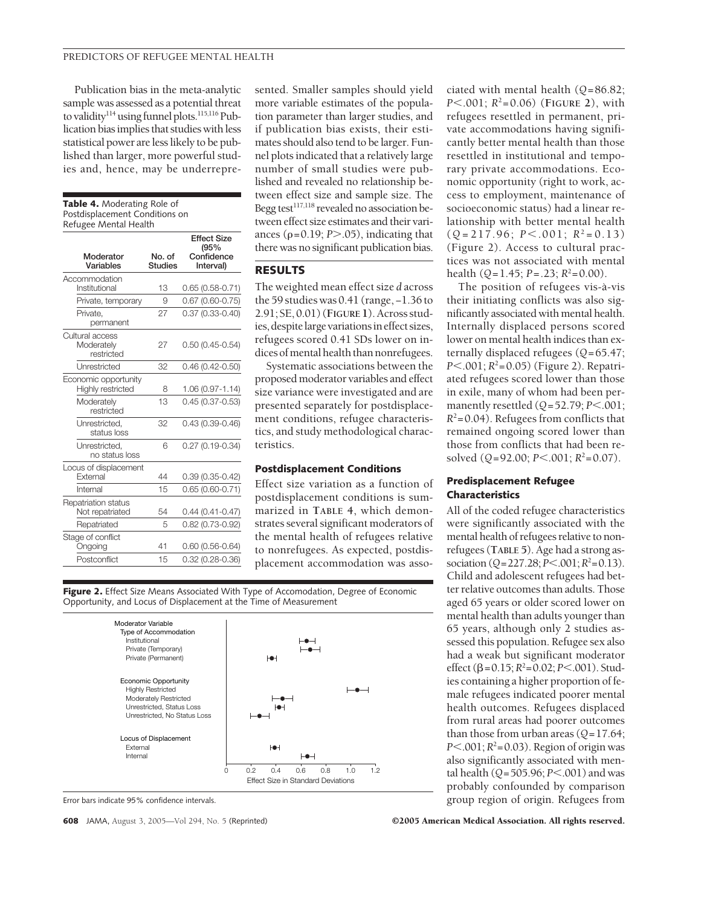Publication bias in the meta-analytic sample was assessed as a potential threat to validity[114] using funnel plots.[115,116] Publication bias implies that studies with less statistical power are less likely to be published than larger, more powerful studies and, hence, may be underrepresented. Smaller samples should yield more variable estimates of the population parameter than larger studies, and if publication bias exists, their estimates should also tend to be larger. Funnel plots indicated that a relatively large number of small studies were published and revealed no relationship between effect size and sample size. The Begg test[117,118] revealed no association between effect size estimates and their variances ($\rho = 0.19$; $P > .05$), indicating that there was no significant publication bias.

**Table 4.** Moderating Role of Postdisplacement Conditions on Refugee Mental Health

| Moderator Variables | No. of Studies | Effect Size (95% Confidence Interval) |
|---|---|---|
| Accommodation | | |
| Institutional | 13 | 0.65 (0.58-0.71) |
| Private, temporary | 9 | 0.67 (0.60-0.75) |
| Private, permanent | 27 | 0.37 (0.33-0.40) |
| Cultural access | | |
| Moderately restricted | 27 | 0.50 (0.45-0.54) |
| Unrestricted | 32 | 0.46 (0.42-0.50) |
| Economic opportunity | | |
| Highly restricted | 8 | 1.06 (0.97-1.14) |
| Moderately restricted | 13 | 0.45 (0.37-0.53) |
| Unrestricted, status loss | 32 | 0.43 (0.39-0.46) |
| Unrestricted, no status loss | 6 | 0.27 (0.19-0.34) |
| Locus of displacement | | |
| External | 44 | 0.39 (0.35-0.42) |
| Internal | 15 | 0.65 (0.60-0.71) |
| Repatriation status | | |
| Not repatriated | 54 | 0.44 (0.41-0.47) |
| Repatriated | 5 | 0.82 (0.73-0.92) |
| Stage of conflict | | |
| Ongoing | 41 | 0.60 (0.56-0.64) |
| Postconflict | 15 | 0.32 (0.28-0.36) |

## RESULTS

The weighted mean effect size *d* across the 59 studies was 0.41 (range, −1.36 to 2.91; SE, 0.01) (**Figure 1**). Across studies, despite large variations in effect sizes, refugees scored 0.41 SDs lower on indices of mental health than nonrefugees.

Systematic associations between the proposed moderator variables and effect size variance were investigated and are presented separately for postdisplacement conditions, refugee characteristics, and study methodological characteristics.

### Postdisplacement Conditions

Effect size variation as a function of postdisplacement conditions is summarized in **Table 4**, which demonstrates several significant moderators of the mental health of refugees relative to nonrefugees. As expected, postdisplacement accommodation was associated with mental health ($Q = 86.82$; $P < .001$; $R^2 = 0.06$) (**Figure 2**), with refugees resettled in permanent, private accommodations having significantly better mental health than those resettled in institutional and temporary private accommodations. Economic opportunity (right to work, access to employment, maintenance of socioeconomic status) had a linear relationship with better mental health ($Q = 217.96$; $P < .001$; $R^2 = 0.13$) (Figure 2). Access to cultural practices was not associated with mental health ($Q = 1.45$; $P = .23$; $R^2 = 0.00$).

The position of refugees vis-à-vis their initiating conflicts was also significantly associated with mental health. Internally displaced persons scored lower on mental health indices than externally displaced refugees ($Q = 65.47$; $P < .001$; $R^2 = 0.05$) (Figure 2). Repatriated refugees scored lower than those in exile, many of whom had been permanently resettled ($Q = 52.79$; $P < .001$; $R^2 = 0.04$). Refugees from conflicts that remained ongoing scored lower than those from conflicts that had been resolved ($Q = 92.00$; $P < .001$; $R^2 = 0.07$).

**Figure 2.** Effect Size Means Associated With Type of Accomodation, Degree of Economic Opportunity, and Locus of Displacement at the Time of Measurement

Error bars indicate 95% confidence intervals.

### Predisplacement Refugee Characteristics

All of the coded refugee characteristics were significantly associated with the mental health of refugees relative to nonrefugees (**Table 5**). Age had a strong association ($Q = 227.28$; $P < .001$; $R^2 = 0.13$). Child and adolescent refugees had better relative outcomes than adults. Those aged 65 years or older scored lower on mental health than adults younger than 65 years, although only 2 studies assessed this population. Refugee sex also had a weak but significant moderator effect ($\beta = 0.15$; $R^2 = 0.02$; $P < .001$). Studies containing a higher proportion of female refugees indicated poorer mental health outcomes. Refugees displaced from rural areas had poorer outcomes than those from urban areas ($Q = 17.64$; $P < .001$; $R^2 = 0.03$). Region of origin was also significantly associated with mental health ($Q = 505.96$; $P < .001$) and was probably confounded by comparison group region of origin. Refugees from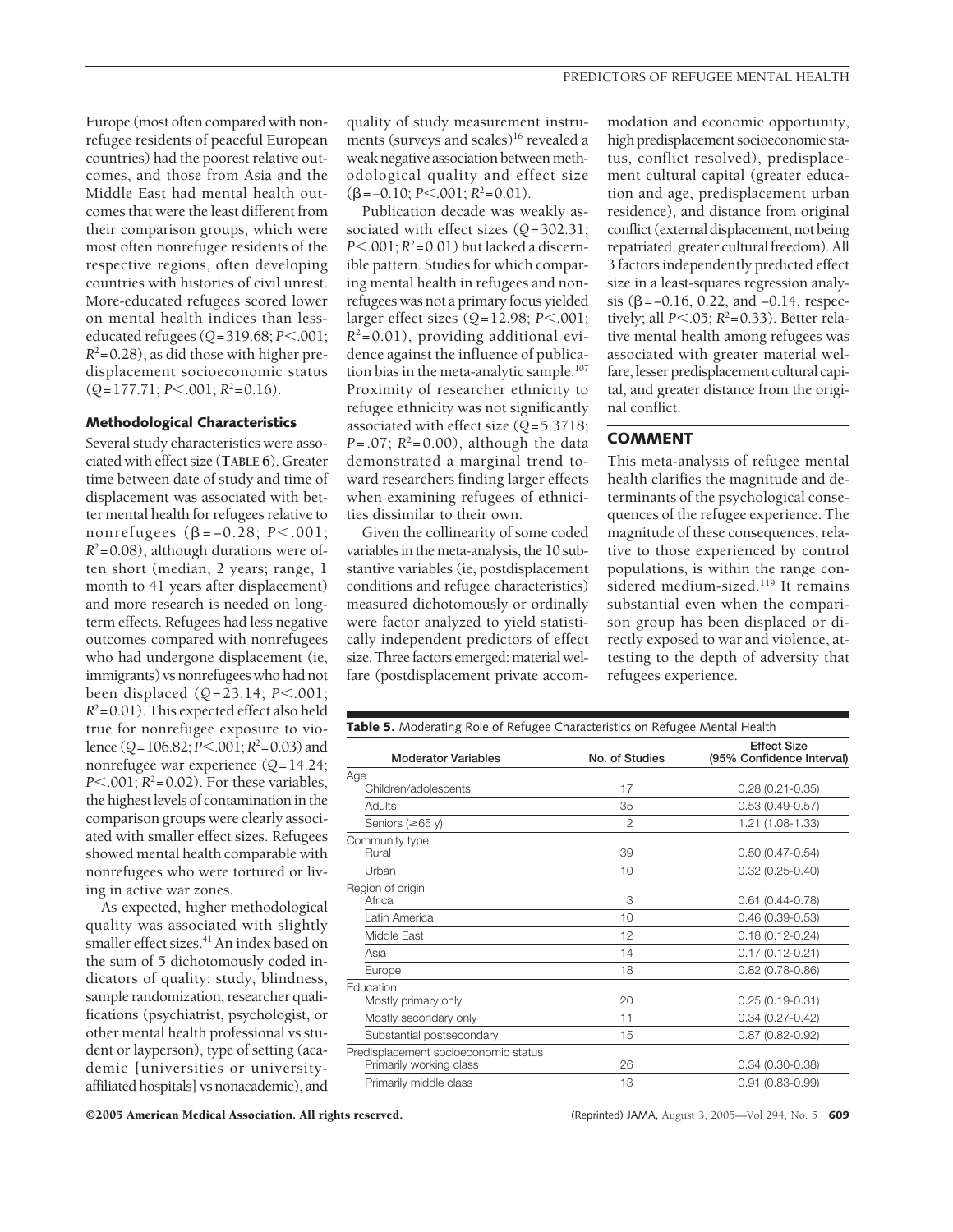Europe (most often compared with nonrefugee residents of peaceful European countries) had the poorest relative outcomes, and those from Asia and the Middle East had mental health outcomes that were the least different from their comparison groups, which were most often nonrefugee residents of the respective regions, often developing countries with histories of civil unrest. More-educated refugees scored lower on mental health indices than less-educated refugees ($Q$=319.68; $P<.001$; $R^2$=0.28), as did those with higher predisplacement socioeconomic status ($Q$=177.71; $P<.001$; $R^2$=0.16).

### Methodological Characteristics

Several study characteristics were associated with effect size (**TABLE 6**). Greater time between date of study and time of displacement was associated with better mental health for refugees relative to nonrefugees ($\beta$=−0.28; $P<.001$; $R^2$=0.08), although durations were often short (median, 2 years; range, 1 month to 41 years after displacement) and more research is needed on long-term effects. Refugees had less negative outcomes compared with nonrefugees who had undergone displacement (ie, immigrants) vs nonrefugees who had not been displaced ($Q$=23.14; $P<.001$; $R^2$=0.01). This expected effect also held true for nonrefugee exposure to violence ($Q$=106.82; $P<.001$; $R^2$=0.03) and nonrefugee war experience ($Q$=14.24; $P<.001$; $R^2$=0.02). For these variables, the highest levels of contamination in the comparison groups were clearly associated with smaller effect sizes. Refugees showed mental health comparable with nonrefugees who were tortured or living in active war zones.

As expected, higher methodological quality was associated with slightly smaller effect sizes.[41] An index based on the sum of 5 dichotomously coded indicators of quality: study, blindness, sample randomization, researcher qualifications (psychiatrist, psychologist, or other mental health professional vs student or layperson), type of setting (academic [universities or university-affiliated hospitals] vs nonacademic), and quality of study measurement instruments (surveys and scales)[16] revealed a weak negative association between methodological quality and effect size ($\beta$=−0.10; $P<.001$; $R^2$=0.01).

Publication decade was weakly associated with effect sizes ($Q$=302.31; $P<.001$; $R^2$=0.01) but lacked a discernible pattern. Studies for which comparing mental health in refugees and nonrefugees was not a primary focus yielded larger effect sizes ($Q$=12.98; $P<.001$; $R^2$=0.01), providing additional evidence against the influence of publication bias in the meta-analytic sample.[107] Proximity of researcher ethnicity to refugee ethnicity was not significantly associated with effect size ($Q$=5.3718; $P$=.07; $R^2$=0.00), although the data demonstrated a marginal trend toward researchers finding larger effects when examining refugees of ethnicities dissimilar to their own.

Given the collinearity of some coded variables in the meta-analysis, the 10 substantive variables (ie, postdisplacement conditions and refugee characteristics) measured dichotomously or ordinally were factor analyzed to yield statistically independent predictors of effect size. Three factors emerged: material welfare (postdisplacement private accommodation and economic opportunity, high predisplacement socioeconomic status, conflict resolved), predisplacement cultural capital (greater education and age, predisplacement urban residence), and distance from original conflict (external displacement, not being repatriated, greater cultural freedom). All 3 factors independently predicted effect size in a least-squares regression analysis ($\beta$=−0.16, 0.22, and −0.14, respectively; all $P<.05$; $R^2$=0.33). Better relative mental health among refugees was associated with greater material welfare, lesser predisplacement cultural capital, and greater distance from the original conflict.

## COMMENT

This meta-analysis of refugee mental health clarifies the magnitude and determinants of the psychological consequences of the refugee experience. The magnitude of these consequences, relative to those experienced by control populations, is within the range considered medium-sized.[119] It remains substantial even when the comparison group has been displaced or directly exposed to war and violence, attesting to the depth of adversity that refugees experience.

**Table 5.** Moderating Role of Refugee Characteristics on Refugee Mental Health

| Moderator Variables | No. of Studies | Effect Size (95% Confidence Interval) |
|---|---|---|
| Age | | |
| Children/adolescents | 17 | 0.28 (0.21-0.35) |
| Adults | 35 | 0.53 (0.49-0.57) |
| Seniors (≥65 y) | 2 | 1.21 (1.08-1.33) |
| Community type | | |
| Rural | 39 | 0.50 (0.47-0.54) |
| Urban | 10 | 0.32 (0.25-0.40) |
| Region of origin | | |
| Africa | 3 | 0.61 (0.44-0.78) |
| Latin America | 10 | 0.46 (0.39-0.53) |
| Middle East | 12 | 0.18 (0.12-0.24) |
| Asia | 14 | 0.17 (0.12-0.21) |
| Europe | 18 | 0.82 (0.78-0.86) |
| Education | | |
| Mostly primary only | 20 | 0.25 (0.19-0.31) |
| Mostly secondary only | 11 | 0.34 (0.27-0.42) |
| Substantial postsecondary | 15 | 0.87 (0.82-0.92) |
| Predisplacement socioeconomic status | | |
| Primarily working class | 26 | 0.34 (0.30-0.38) |
| Primarily middle class | 13 | 0.91 (0.83-0.99) |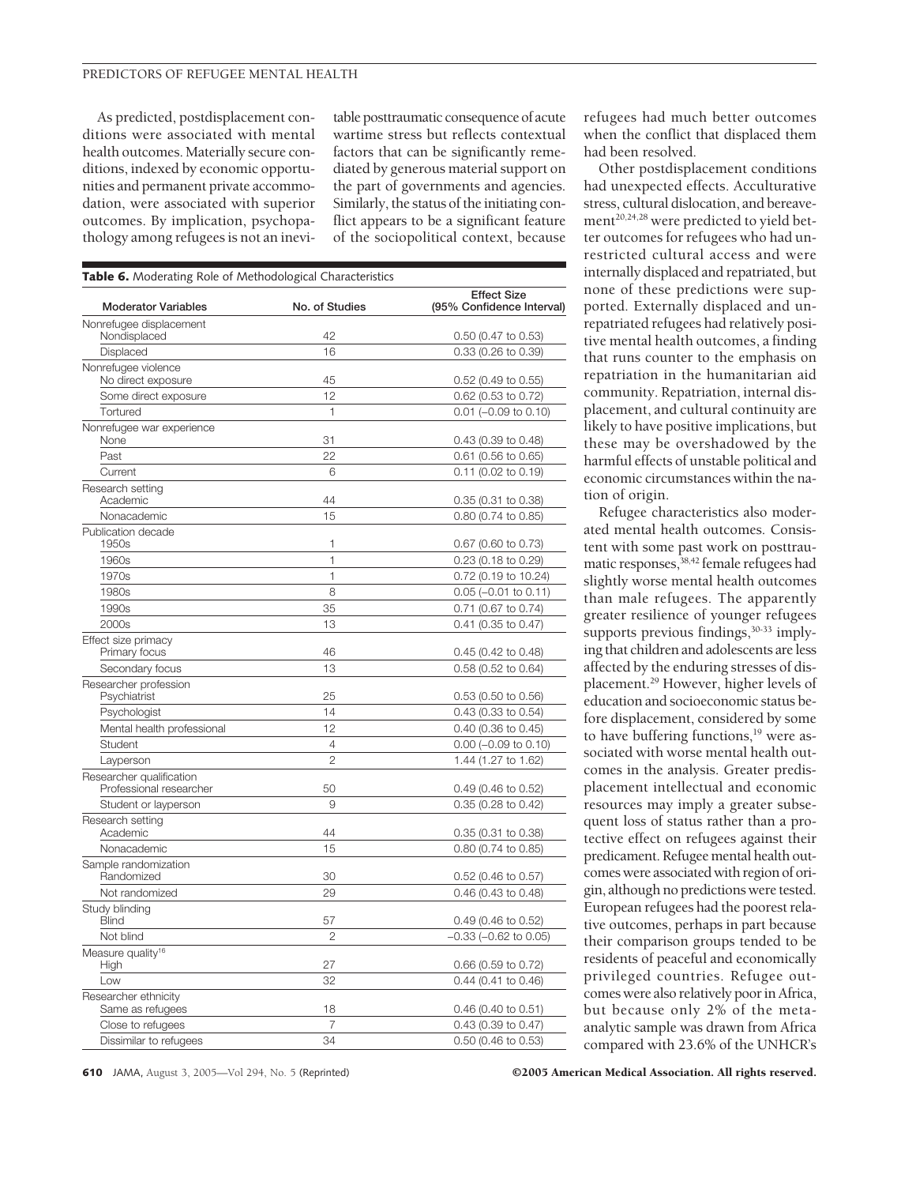As predicted, postdisplacement conditions were associated with mental health outcomes. Materially secure conditions, indexed by economic opportunities and permanent private accommodation, were associated with superior outcomes. By implication, psychopathology among refugees is not an inevitable posttraumatic consequence of acute wartime stress but reflects contextual factors that can be significantly remediated by generous material support on the part of governments and agencies. Similarly, the status of the initiating conflict appears to be a significant feature of the sociopolitical context, because refugees had much better outcomes when the conflict that displaced them had been resolved.

**Table 6.** Moderating Role of Methodological Characteristics

| Moderator Variables | No. of Studies | Effect Size (95% Confidence Interval) |
|---|---|---|
| **Nonrefugee displacement** | | |
| Nondisplaced | 42 | 0.50 (0.47 to 0.53) |
| Displaced | 16 | 0.33 (0.26 to 0.39) |
| **Nonrefugee violence** | | |
| No direct exposure | 45 | 0.52 (0.49 to 0.55) |
| Some direct exposure | 12 | 0.62 (0.53 to 0.72) |
| Tortured | 1 | 0.01 (−0.09 to 0.10) |
| **Nonrefugee war experience** | | |
| None | 31 | 0.43 (0.39 to 0.48) |
| Past | 22 | 0.61 (0.56 to 0.65) |
| Current | 6 | 0.11 (0.02 to 0.19) |
| **Research setting** | | |
| Academic | 44 | 0.35 (0.31 to 0.38) |
| Nonacademic | 15 | 0.80 (0.74 to 0.85) |
| **Publication decade** | | |
| 1950s | 1 | 0.67 (0.60 to 0.73) |
| 1960s | 1 | 0.23 (0.18 to 0.29) |
| 1970s | 1 | 0.72 (0.19 to 10.24) |
| 1980s | 8 | 0.05 (−0.01 to 0.11) |
| 1990s | 35 | 0.71 (0.67 to 0.74) |
| 2000s | 13 | 0.41 (0.35 to 0.47) |
| **Effect size primacy** | | |
| Primary focus | 46 | 0.45 (0.42 to 0.48) |
| Secondary focus | 13 | 0.58 (0.52 to 0.64) |
| **Researcher profession** | | |
| Psychiatrist | 25 | 0.53 (0.50 to 0.56) |
| Psychologist | 14 | 0.43 (0.33 to 0.54) |
| Mental health professional | 12 | 0.40 (0.36 to 0.45) |
| Student | 4 | 0.00 (−0.09 to 0.10) |
| Layperson | 2 | 1.44 (1.27 to 1.62) |
| **Researcher qualification** | | |
| Professional researcher | 50 | 0.49 (0.46 to 0.52) |
| Student or layperson | 9 | 0.35 (0.28 to 0.42) |
| **Research setting** | | |
| Academic | 44 | 0.35 (0.31 to 0.38) |
| Nonacademic | 15 | 0.80 (0.74 to 0.85) |
| **Sample randomization** | | |
| Randomized | 30 | 0.52 (0.46 to 0.57) |
| Not randomized | 29 | 0.46 (0.43 to 0.48) |
| **Study blinding** | | |
| Blind | 57 | 0.49 (0.46 to 0.52) |
| Not blind | 2 | −0.33 (−0.62 to 0.05) |
| **Measure quality[16]** | | |
| High | 27 | 0.66 (0.59 to 0.72) |
| Low | 32 | 0.44 (0.41 to 0.46) |
| **Researcher ethnicity** | | |
| Same as refugees | 18 | 0.46 (0.40 to 0.51) |
| Close to refugees | 7 | 0.43 (0.39 to 0.47) |
| Dissimilar to refugees | 34 | 0.50 (0.46 to 0.53) |

Other postdisplacement conditions had unexpected effects. Acculturative stress, cultural dislocation, and bereavement[20,24,28] were predicted to yield better outcomes for refugees who had unrestricted cultural access and were internally displaced and repatriated, but none of these predictions were supported. Externally displaced and unrepatriated refugees had relatively positive mental health outcomes, a finding that runs counter to the emphasis on repatriation in the humanitarian aid community. Repatriation, internal displacement, and cultural continuity are likely to have positive implications, but these may be overshadowed by the harmful effects of unstable political and economic circumstances within the nation of origin.

Refugee characteristics also moderated mental health outcomes. Consistent with some past work on posttraumatic responses,[38,42] female refugees had slightly worse mental health outcomes than male refugees. The apparently greater resilience of younger refugees supports previous findings,[30-33] implying that children and adolescents are less affected by the enduring stresses of displacement.[29] However, higher levels of education and socioeconomic status before displacement, considered by some to have buffering functions,[19] were associated with worse mental health outcomes in the analysis. Greater predisplacement intellectual and economic resources may imply a greater subsequent loss of status rather than a protective effect on refugees against their predicament. Refugee mental health outcomes were associated with region of origin, although no predictions were tested. European refugees had the poorest relative outcomes, perhaps in part because their comparison groups tended to be residents of peaceful and economically privileged countries. Refugee outcomes were also relatively poor in Africa, but because only 2% of the meta-analytic sample was drawn from Africa compared with 23.6% of the UNHCR's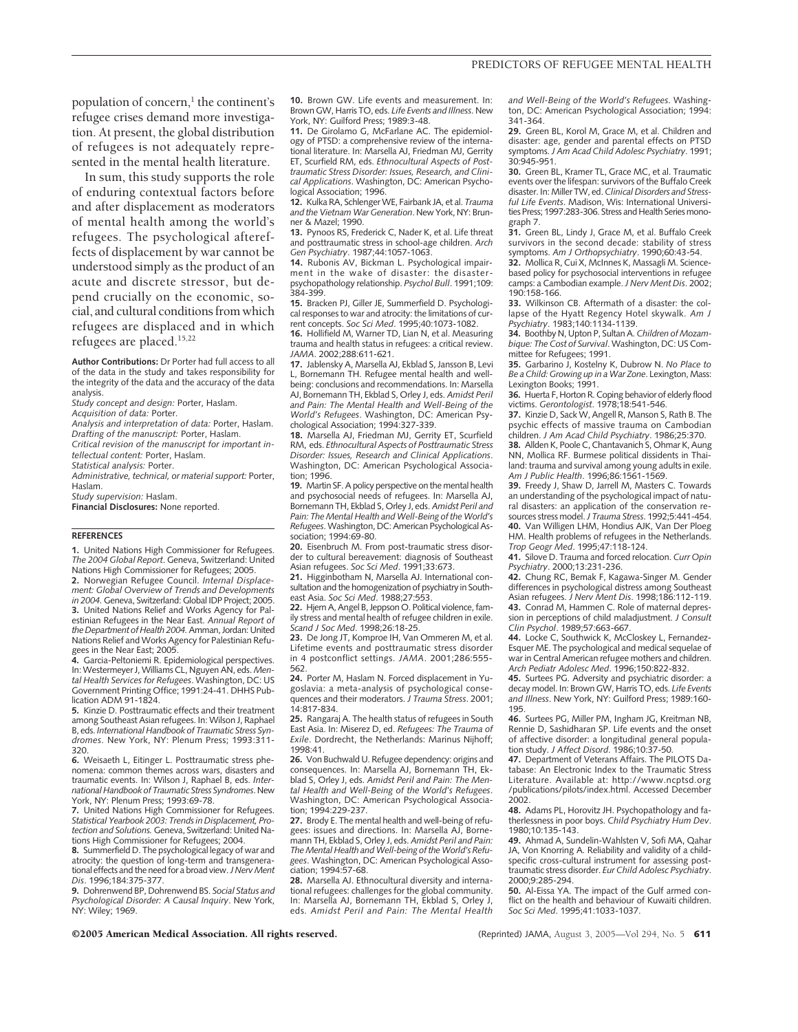population of concern,[1] the continent's refugee crises demand more investigation. At present, the global distribution of refugees is not adequately represented in the mental health literature.

In sum, this study supports the role of enduring contextual factors before and after displacement as moderators of mental health among the world's refugees. The psychological aftereffects of displacement by war cannot be understood simply as the product of an acute and discrete stressor, but depend crucially on the economic, social, and cultural conditions from which refugees are displaced and in which refugees are placed.[15,22]

**Author Contributions:** Dr Porter had full access to all of the data in the study and takes responsibility for the integrity of the data and the accuracy of the data analysis.

*Study concept and design:* Porter, Haslam.
*Acquisition of data:* Porter.
*Analysis and interpretation of data:* Porter, Haslam.
*Drafting of the manuscript:* Porter, Haslam.
*Critical revision of the manuscript for important intellectual content:* Porter, Haslam.
*Statistical analysis:* Porter.
*Administrative, technical, or material support:* Porter, Haslam.
*Study supervision:* Haslam.

**Financial Disclosures:** None reported.

## REFERENCES

**1.** United Nations High Commissioner for Refugees. *The 2004 Global Report*. Geneva, Switzerland: United Nations High Commissioner for Refugees; 2005.

**2.** Norwegian Refugee Council. *Internal Displacement: Global Overview of Trends and Developments in 2004*. Geneva, Switzerland: Global IDP Project; 2005.

**3.** United Nations Relief and Works Agency for Palestinian Refugees in the Near East. *Annual Report of the Department of Health 2004*. Amman, Jordan: United Nations Relief and Works Agency for Palestinian Refugees in the Near East; 2005.

**4.** Garcia-Peltoniemi R. Epidemiological perspectives. In: Westermeyer J, Williams CL, Nguyen AN, eds. *Mental Health Services for Refugees*. Washington, DC: US Government Printing Office; 1991:24-41. DHHS Publication ADM 91-1824.

**5.** Kinzie D. Posttraumatic effects and their treatment among Southeast Asian refugees. In: Wilson J, Raphael B, eds. *International Handbook of Traumatic Stress Syndromes*. New York, NY: Plenum Press; 1993:311-320.

**6.** Weisaeth L, Eitinger L. Posttraumatic stress phenomena: common themes across wars, disasters and traumatic events. In: Wilson J, Raphael B, eds. *International Handbook of Traumatic Stress Syndromes*. New York, NY: Plenum Press; 1993:69-78.

**7.** United Nations High Commissioner for Refugees. *Statistical Yearbook 2003: Trends in Displacement, Protection and Solutions*. Geneva, Switzerland: United Nations High Commissioner for Refugees; 2004.

**8.** Summerfield D. The psychological legacy of war and atrocity: the question of long-term and transgenerational effects and the need for a broad view. *J Nerv Ment Dis*. 1996;184:375-377.

**9.** Dohrenwend BP, Dohrenwend BS. *Social Status and Psychological Disorder: A Causal Inquiry*. New York, NY: Wiley; 1969.

**10.** Brown GW. Life events and measurement. In: Brown GW, Harris TO, eds. *Life Events and Illness*. New York, NY: Guilford Press; 1989:3-48.

**11.** De Girolamo G, McFarlane AC. The epidemiology of PTSD: a comprehensive review of the international literature. In: Marsella AJ, Friedman MJ, Gerrity ET, Scurfield RM, eds. *Ethnocultural Aspects of Posttraumatic Stress Disorder: Issues, Research, and Clinical Applications*. Washington, DC: American Psychological Association; 1996.

**12.** Kulka RA, Schlenger WE, Fairbank JA, et al. *Trauma and the Vietnam War Generation*. New York, NY: Brunner & Mazel; 1990.

**13.** Pynoos RS, Frederick C, Nader K, et al. Life threat and posttraumatic stress in school-age children. *Arch Gen Psychiatry*. 1987;44:1057-1063.

**14.** Rubonis AV, Bickman L. Psychological impairment in the wake of disaster: the disaster-psychopathology relationship. *Psychol Bull*. 1991;109:384-399.

**15.** Bracken PJ, Giller JE, Summerfield D. Psychological responses to war and atrocity: the limitations of current concepts. *Soc Sci Med*. 1995;40:1073-1082.

**16.** Hollifield M, Warner TD, Lian N, et al. Measuring trauma and health status in refugees: a critical review. *JAMA*. 2002;288:611-621.

**17.** Jablensky A, Marsella AJ, Ekblad S, Jansson B, Levi L, Bornemann TH. Refugee mental health and well-being: conclusions and recommendations. In: Marsella AJ, Bornemann TH, Ekblad S, Orley J, eds. *Amidst Peril and Pain: The Mental Health and Well-Being of the World's Refugees*. Washington, DC: American Psychological Association; 1994:327-339.

**18.** Marsella AJ, Friedman MJ, Gerrity ET, Scurfield RM, eds. *Ethnocultural Aspects of Posttraumatic Stress Disorder: Issues, Research and Clinical Applications*. Washington, DC: American Psychological Association; 1996.

**19.** Martin SF. A policy perspective on the mental health and psychosocial needs of refugees. In: Marsella AJ, Bornemann TH, Ekblad S, Orley J, eds. *Amidst Peril and Pain: The Mental Health and Well-Being of the World's Refugees*. Washington, DC: American Psychological Association; 1994:69-80.

**20.** Eisenbruch M. From post-traumatic stress disorder to cultural bereavement: diagnosis of Southeast Asian refugees. *Soc Sci Med*. 1991;33:673.

**21.** Higginbotham N, Marsella AJ. International consultation and the homogenization of psychiatry in Southeast Asia. *Soc Sci Med*. 1988;27:553.

**22.** Hjern A, Angel B, Jeppson O. Political violence, family stress and mental health of refugee children in exile. *Scand J Soc Med*. 1998;26:18-25.

**23.** De Jong JT, Komproe IH, Van Ommeren M, et al. Lifetime events and posttraumatic stress disorder in 4 postconflict settings. *JAMA*. 2001;286:555-562.

**24.** Porter M, Haslam N. Forced displacement in Yugoslavia: a meta-analysis of psychological consequences and their moderators. *J Trauma Stress*. 2001;14:817-834.

**25.** Rangaraj A. The health status of refugees in South East Asia. In: Miserez D, ed. *Refugees: The Trauma of Exile*. Dordrecht, the Netherlands: Marinus Nijhoff; 1998:41.

**26.** Von Buchwald U. Refugee dependency: origins and consequences. In: Marsella AJ, Bornemann TH, Ekblad S, Orley J, eds. *Amidst Peril and Pain: The Mental Health and Well-Being of the World's Refugees*. Washington, DC: American Psychological Association; 1994:229-237.

**27.** Brody E. The mental health and well-being of refugees: issues and directions. In: Marsella AJ, Bornemann TH, Ekblad S, Orley J, eds. *Amidst Peril and Pain: The Mental Health and Well-being of the World's Refugees*. Washington, DC: American Psychological Association; 1994:57-68.

**28.** Marsella AJ. Ethnocultural diversity and international refugees: challenges for the global community. In: Marsella AJ, Bornemann TH, Ekblad S, Orley J, eds. *Amidst Peril and Pain: The Mental Health and Well-Being of the World's Refugees*. Washington, DC: American Psychological Association; 1994:341-364.

**29.** Green BL, Korol M, Grace M, et al. Children and disaster: age, gender and parental effects on PTSD symptoms. *J Am Acad Child Adolesc Psychiatry*. 1991;30:945-951.

**30.** Green BL, Kramer TL, Grace MC, et al. Traumatic events over the lifespan: survivors of the Buffalo Creek disaster. In: Miller TW, ed. *Clinical Disorders and Stressful Life Events*. Madison, Wis: International Universities Press; 1997:283-306. Stress and Health Series monograph 7.

**31.** Green BL, Lindy J, Grace M, et al. Buffalo Creek survivors in the second decade: stability of stress symptoms. *Am J Orthopsychiatry*. 1990;60:43-54.

**32.** Mollica R, Cui X, McInnes K, Massagli M. Science-based policy for psychosocial interventions in refugee camps: a Cambodian example. *J Nerv Ment Dis*. 2002;190:158-166.

**33.** Wilkinson CB. Aftermath of a disaster: the collapse of the Hyatt Regency Hotel skywalk. *Am J Psychiatry*. 1983;140:1134-1139.

**34.** Boothby N, Upton P, Sultan A. *Children of Mozambique: The Cost of Survival*. Washington, DC: US Committee for Refugees; 1991.

**35.** Garbarino J, Kostelny K, Dubrow N. *No Place to Be a Child: Growing up in a War Zone*. Lexington, Mass: Lexington Books; 1991.

**36.** Huerta F, Horton R. Coping behavior of elderly flood victims. *Gerontologist*. 1978;18:541-546.

**37.** Kinzie D, Sack W, Angell R, Manson S, Rath B. The psychic effects of massive trauma on Cambodian children. *J Am Acad Child Psychiatry*. 1986;25:370.

**38.** Allden K, Poole C, Chantavanich S, Ohmar K, Aung NN, Mollica RF. Burmese political dissidents in Thailand: trauma and survival among young adults in exile. *Am J Public Health*. 1996;86:1561-1569.

**39.** Freedy J, Shaw D, Jarrell M, Masters C. Towards an understanding of the psychological impact of natural disasters: an application of the conservation resources stress model. *J Trauma Stress*. 1992;5:441-454.

**40.** Van Willigen LHM, Hondius AJK, Van Der Ploeg HM. Health problems of refugees in the Netherlands. *Trop Geogr Med*. 1995;47:118-124.

**41.** Silove D. Trauma and forced relocation. *Curr Opin Psychiatry*. 2000;13:231-236.

**42.** Chung RC, Bemak F, Kagawa-Singer M. Gender differences in psychological distress among Southeast Asian refugees. *J Nerv Ment Dis*. 1998;186:112-119.

**43.** Conrad M, Hammen C. Role of maternal depression in perceptions of child maladjustment. *J Consult Clin Psychol*. 1989;57:663-667.

**44.** Locke C, Southwick K, McCloskey L, Fernandez-Esquer ME. The psychological and medical sequelae of war in Central American refugee mothers and children. *Arch Pediatr Adolesc Med*. 1996;150:822-832.

**45.** Surtees PG. Adversity and psychiatric disorder: a decay model. In: Brown GW, Harris TO, eds. *Life Events and Illness*. New York, NY: Guilford Press; 1989:160-195.

**46.** Surtees PG, Miller PM, Ingham JG, Kreitman NB, Rennie D, Sashidharan SP. Life events and the onset of affective disorder: a longitudinal general population study. *J Affect Disord*. 1986;10:37-50.

**47.** Department of Veterans Affairs. The PILOTS Database: An Electronic Index to the Traumatic Stress Literature. Available at: http://www.ncptsd.org/publications/pilots/index.html. Accessed December 2002.

**48.** Adams PL, Horovitz JH. Psychopathology and fatherlessness in poor boys. *Child Psychiatry Hum Dev*. 1980;10:135-143.

**49.** Ahmad A, Sundelin-Wahlsten V, Sofi MA, Qahar JA, Von Knorring A. Reliability and validity of a child-specific cross-cultural instrument for assessing posttraumatic stress disorder. *Eur Child Adolesc Psychiatry*. 2000;9:285-294.

**50.** Al-Eissa YA. The impact of the Gulf armed conflict on the health and behaviour of Kuwaiti children. *Soc Sci Med*. 1995;41:1033-1037.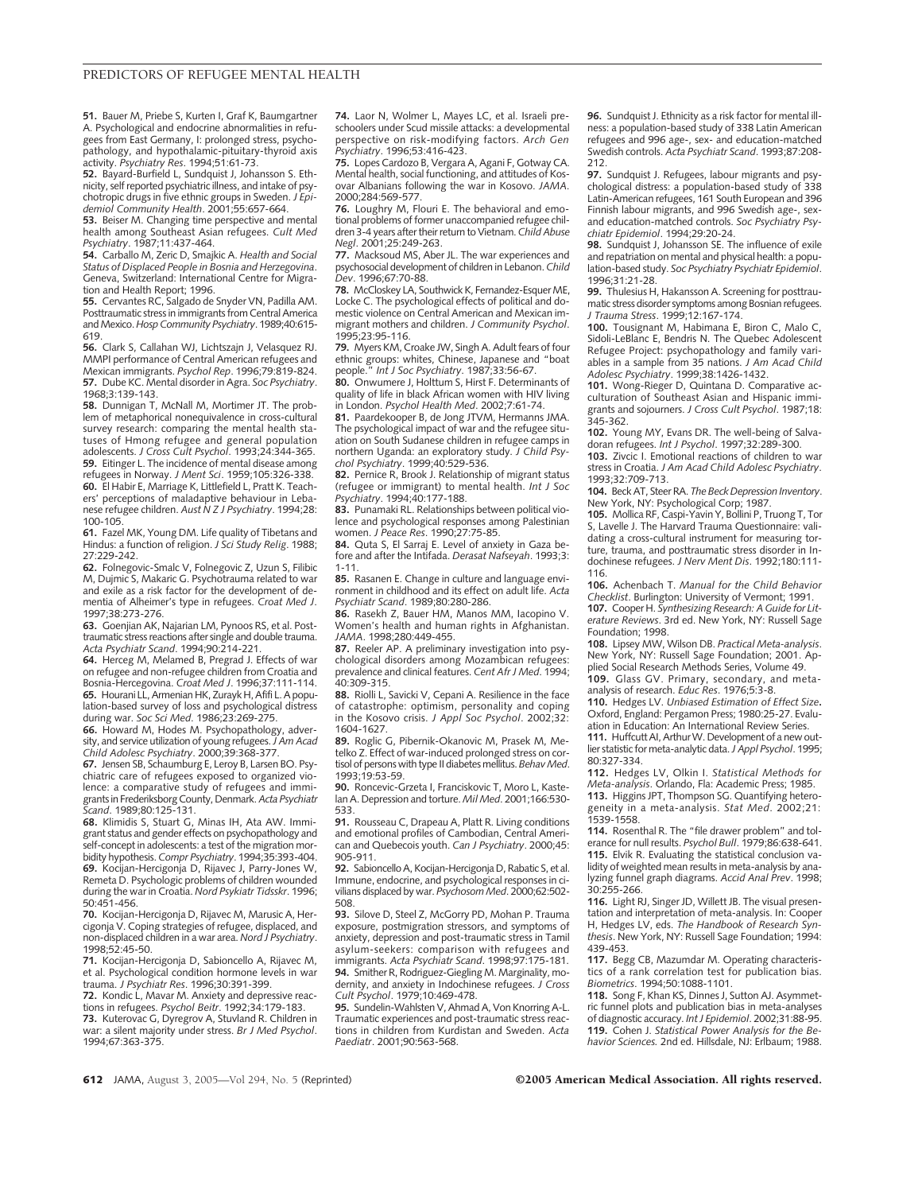**51.** Bauer M, Priebe S, Kurten I, Graf K, Baumgartner A. Psychological and endocrine abnormalities in refugees from East Germany, I: prolonged stress, psychopathology, and hypothalamic-pituitary-thyroid axis activity. *Psychiatry Res*. 1994;51:61-73.

**52.** Bayard-Burfield L, Sundquist J, Johansson S. Ethnicity, self reported psychiatric illness, and intake of psychotropic drugs in five ethnic groups in Sweden. *J Epidemiol Community Health*. 2001;55:657-664.

**53.** Beiser M. Changing time perspective and mental health among Southeast Asian refugees. *Cult Med Psychiatry*. 1987;11:437-464.

**54.** Carballo M, Zeric D, Smajkic A. *Health and Social Status of Displaced People in Bosnia and Herzegovina*. Geneva, Switzerland: International Centre for Migration and Health Report; 1996.

**55.** Cervantes RC, Salgado de Snyder VN, Padilla AM. Posttraumatic stress in immigrants from Central America and Mexico. *Hosp Community Psychiatry*. 1989;40:615-619.

**56.** Clark S, Callahan WJ, Lichtszajn J, Velasquez RJ. MMPI performance of Central American refugees and Mexican immigrants. *Psychol Rep*. 1996;79:819-824.

**57.** Dube KC. Mental disorder in Agra. *Soc Psychiatry*. 1968;3:139-143.

**58.** Dunnigan T, McNall M, Mortimer JT. The problem of metaphorical nonequivalence in cross-cultural survey research: comparing the mental health statuses of Hmong refugee and general population adolescents. *J Cross Cult Psychol*. 1993;24:344-365.

**59.** Eitinger L. The incidence of mental disease among refugees in Norway. *J Ment Sci*. 1959;105:326-338.

**60.** El Habir E, Marriage K, Littlefield L, Pratt K. Teachers' perceptions of maladaptive behaviour in Lebanese refugee children. *Aust N Z J Psychiatry*. 1994;28:100-105.

**61.** Fazel MK, Young DM. Life quality of Tibetans and Hindus: a function of religion. *J Sci Study Relig*. 1988;27:229-242.

**62.** Folnegovic-Smalc V, Folnegovic Z, Uzun S, Filibic M, Dujmic S, Makaric G. Psychotrauma related to war and exile as a risk factor for the development of dementia of Alheimer's type in refugees. *Croat Med J*. 1997;38:273-276.

**63.** Goenjian AK, Najarian LM, Pynoos RS, et al. Posttraumatic stress reactions after single and double trauma. *Acta Psychiatr Scand*. 1994;90:214-221.

**64.** Herceg M, Melamed B, Pregrad J. Effects of war on refugee and non-refugee children from Croatia and Bosnia-Hercegovina. *Croat Med J*. 1996;37:111-114.

**65.** Hourani LL, Armenian HK, Zurayk H, Afifi L. A population-based survey of loss and psychological distress during war. *Soc Sci Med*. 1986;23:269-275.

**66.** Howard M, Hodes M. Psychopathology, adversity, and service utilization of young refugees. *J Am Acad Child Adolesc Psychiatry*. 2000;39:368-377.

**67.** Jensen SB, Schaumburg E, Leroy B, Larsen BO. Psychiatric care of refugees exposed to organized violence: a comparative study of refugees and immigrants in Frederiksborg County, Denmark. *Acta Psychiatr Scand*. 1989;80:125-131.

**68.** Klimidis S, Stuart G, Minas IH, Ata AW. Immigrant status and gender effects on psychopathology and self-concept in adolescents: a test of the migration morbidity hypothesis. *Compr Psychiatry*. 1994;35:393-404.

**69.** Kocijan-Hercigonja D, Rijavec J, Parry-Jones W, Remeta D. Psychologic problems of children wounded during the war in Croatia. *Nord Psykiatr Tidsskr*. 1996;50:451-456.

**70.** Kocijan-Hercigonja D, Rijavec M, Marusic A, Hercigonja V. Coping strategies of refugee, displaced, and non-displaced children in a war area. *Nord J Psychiatry*. 1998;52:45-50.

**71.** Kocijan-Hercigonja D, Sabioncello A, Rijavec M, et al. Psychological condition hormone levels in war trauma. *J Psychiatr Res*. 1996;30:391-399.

**72.** Kondic L, Mavar M. Anxiety and depressive reactions in refugees. *Psychol Beitr*. 1992;34:179-183.

**73.** Kuterovac G, Dyregrov A, Stuvland R. Children in war: a silent majority under stress. *Br J Med Psychol*. 1994;67:363-375.

**74.** Laor N, Wolmer L, Mayes LC, et al. Israeli preschoolers under Scud missile attacks: a developmental perspective on risk-modifying factors. *Arch Gen Psychiatry*. 1996;53:416-423.

**75.** Lopes Cardozo B, Vergara A, Agani F, Gotway CA. Mental health, social functioning, and attitudes of Kosovar Albanians following the war in Kosovo. *JAMA*. 2000;284:569-577.

**76.** Loughry M, Flouri E. The behavioral and emotional problems of former unaccompanied refugee children 3-4 years after their return to Vietnam. *Child Abuse Negl*. 2001;25:249-263.

**77.** Macksoud MS, Aber JL. The war experiences and psychosocial development of children in Lebanon. *Child Dev*. 1996;67:70-88.

**78.** McCloskey LA, Southwick K, Fernandez-Esquer ME, Locke C. The psychological effects of political and domestic violence on Central American and Mexican immigrant mothers and children. *J Community Psychol*. 1995;23:95-116.

**79.** Myers KM, Croake JW, Singh A. Adult fears of four ethnic groups: whites, Chinese, Japanese and "boat people." *Int J Soc Psychiatry*. 1987;33:56-67.

**80.** Onwumere J, Holttum S, Hirst F. Determinants of quality of life in black African women with HIV living in London. *Psychol Health Med*. 2002;7:61-74.

**81.** Paardekooper B, de Jong JTVM, Hermanns JMA. The psychological impact of war and the refugee situation on South Sudanese children in refugee camps in northern Uganda: an exploratory study. *J Child Psychol Psychiatry*. 1999;40:529-536.

**82.** Pernice R, Brook J. Relationship of migrant status (refugee or immigrant) to mental health. *Int J Soc Psychiatry*. 1994;40:177-188.

**83.** Punamaki RL. Relationships between political violence and psychological responses among Palestinian women. *J Peace Res*. 1990;27:75-85.

**84.** Quta S, El Sarraj E. Level of anxiety in Gaza before and after the Intifada. *Derasat Nafseyah*. 1993;3:1-11.

**85.** Rasanen E. Change in culture and language environment in childhood and its effect on adult life. *Acta Psychiatr Scand*. 1989;80:280-286.

**86.** Rasekh Z, Bauer HM, Manos MM, Iacopino V. Women's health and human rights in Afghanistan. *JAMA*. 1998;280:449-455.

**87.** Reeler AP. A preliminary investigation into psychological disorders among Mozambican refugees: prevalence and clinical features. *Cent Afr J Med*. 1994;40:309-315.

**88.** Riolli L, Savicki V, Cepani A. Resilience in the face of catastrophe: optimism, personality and coping in the Kosovo crisis. *J Appl Soc Psychol*. 2002;32:1604-1627.

**89.** Roglic G, Pibernik-Okanovic M, Prasek M, Metelko Z. Effect of war-induced prolonged stress on cortisol of persons with type II diabetes mellitus. *Behav Med*. 1993;19:53-59.

**90.** Roncevic-Grzeta I, Franciskovic T, Moro L, Kastelan A. Depression and torture. *Mil Med*. 2001;166:530-533.

**91.** Rousseau C, Drapeau A, Platt R. Living conditions and emotional profiles of Cambodian, Central American and Quebecois youth. *Can J Psychiatry*. 2000;45:905-911.

**92.** Sabioncello A, Kocijan-Hercigonja D, Rabatic S, et al. Immune, endocrine, and psychological responses in civilians displaced by war. *Psychosom Med*. 2000;62:502-508.

**93.** Silove D, Steel Z, McGorry PD, Mohan P. Trauma exposure, postmigration stressors, and symptoms of anxiety, depression and post-traumatic stress in Tamil asylum-seekers: comparison with refugees and immigrants. *Acta Psychiatr Scand*. 1998;97:175-181.

**94.** Smither R, Rodriguez-Giegling M. Marginality, modernity, and anxiety in Indochinese refugees. *J Cross Cult Psychol*. 1979;10:469-478.

**95.** Sundelin-Wahlsten V, Ahmad A, Von Knorring A-L. Traumatic experiences and post-traumatic stress reactions in children from Kurdistan and Sweden. *Acta Paediatr*. 2001;90:563-568.

**96.** Sundquist J. Ethnicity as a risk factor for mental illness: a population-based study of 338 Latin American refugees and 996 age-, sex- and education-matched Swedish controls. *Acta Psychiatr Scand*. 1993;87:208-212.

**97.** Sundquist J. Refugees, labour migrants and psychological distress: a population-based study of 338 Latin-American refugees, 161 South European and 396 Finnish labour migrants, and 996 Swedish age-, sex- and education-matched controls. *Soc Psychiatry Psychiatr Epidemiol*. 1994;29:20-24.

**98.** Sundquist J, Johansson SE. The influence of exile and repatriation on mental and physical health: a population-based study. *Soc Psychiatry Psychiatr Epidemiol*. 1996;31:21-28.

**99.** Thulesius H, Hakansson A. Screening for posttraumatic stress disorder symptoms among Bosnian refugees. *J Trauma Stress*. 1999;12:167-174.

**100.** Tousignant M, Habimana E, Biron C, Malo C, Sidoli-LeBlanc E, Bendris N. The Quebec Adolescent Refugee Project: psychopathology and family variables in a sample from 35 nations. *J Am Acad Child Adolesc Psychiatry*. 1999;38:1426-1432.

**101.** Wong-Rieger D, Quintana D. Comparative acculturation of Southeast Asian and Hispanic immigrants and sojourners. *J Cross Cult Psychol*. 1987;18:345-362.

**102.** Young MY, Evans DR. The well-being of Salvadoran refugees. *Int J Psychol*. 1997;32:289-300.

**103.** Zivcic I. Emotional reactions of children to war stress in Croatia. *J Am Acad Child Adolesc Psychiatry*. 1993;32:709-713.

**104.** Beck AT, Steer RA. *The Beck Depression Inventory*. New York, NY: Psychological Corp; 1987.

**105.** Mollica RF, Caspi-Yavin Y, Bollini P, Truong T, Tor S, Lavelle J. The Harvard Trauma Questionnaire: validating a cross-cultural instrument for measuring torture, trauma, and posttraumatic stress disorder in Indochinese refugees. *J Nerv Ment Dis*. 1992;180:111-116.

**106.** Achenbach T. *Manual for the Child Behavior Checklist*. Burlington: University of Vermont; 1991.

**107.** Cooper H. *Synthesizing Research: A Guide for Literature Reviews*. 3rd ed. New York, NY: Russell Sage Foundation; 1998.

**108.** Lipsey MW, Wilson DB. *Practical Meta-analysis*. New York, NY: Russell Sage Foundation; 2001. Applied Social Research Methods Series, Volume 49.

**109.** Glass GV. Primary, secondary, and meta-analysis of research. *Educ Res*. 1976;5:3-8.

**110.** Hedges LV. *Unbiased Estimation of Effect Size*. Oxford, England: Pergamon Press; 1980:25-27. Evaluation in Education: An International Review Series.

**111.** Huffcutt AI, Arthur W. Development of a new outlier statistic for meta-analytic data. *J Appl Psychol*. 1995;80:327-334.

**112.** Hedges LV, Olkin I. *Statistical Methods for Meta-analysis*. Orlando, Fla: Academic Press; 1985.

**113.** Higgins JPT, Thompson SG. Quantifying heterogeneity in a meta-analysis. *Stat Med*. 2002;21:1539-1558.

**114.** Rosenthal R. The "file drawer problem" and tolerance for null results. *Psychol Bull*. 1979;86:638-641.

**115.** Elvik R. Evaluating the statistical conclusion validity of weighted mean results in meta-analysis by analyzing funnel graph diagrams. *Accid Anal Prev*. 1998;30:255-266.

**116.** Light RJ, Singer JD, Willett JB. The visual presentation and interpretation of meta-analysis. In: Cooper H, Hedges LV, eds. *The Handbook of Research Synthesis*. New York, NY: Russell Sage Foundation; 1994:439-453.

**117.** Begg CB, Mazumdar M. Operating characteristics of a rank correlation test for publication bias. *Biometrics*. 1994;50:1088-1101.

**118.** Song F, Khan KS, Dinnes J, Sutton AJ. Asymmetric funnel plots and publication bias in meta-analyses of diagnostic accuracy. *Int J Epidemiol*. 2002;31:88-95.

**119.** Cohen J. *Statistical Power Analysis for the Behavior Sciences.* 2nd ed. Hillsdale, NJ: Erlbaum; 1988.